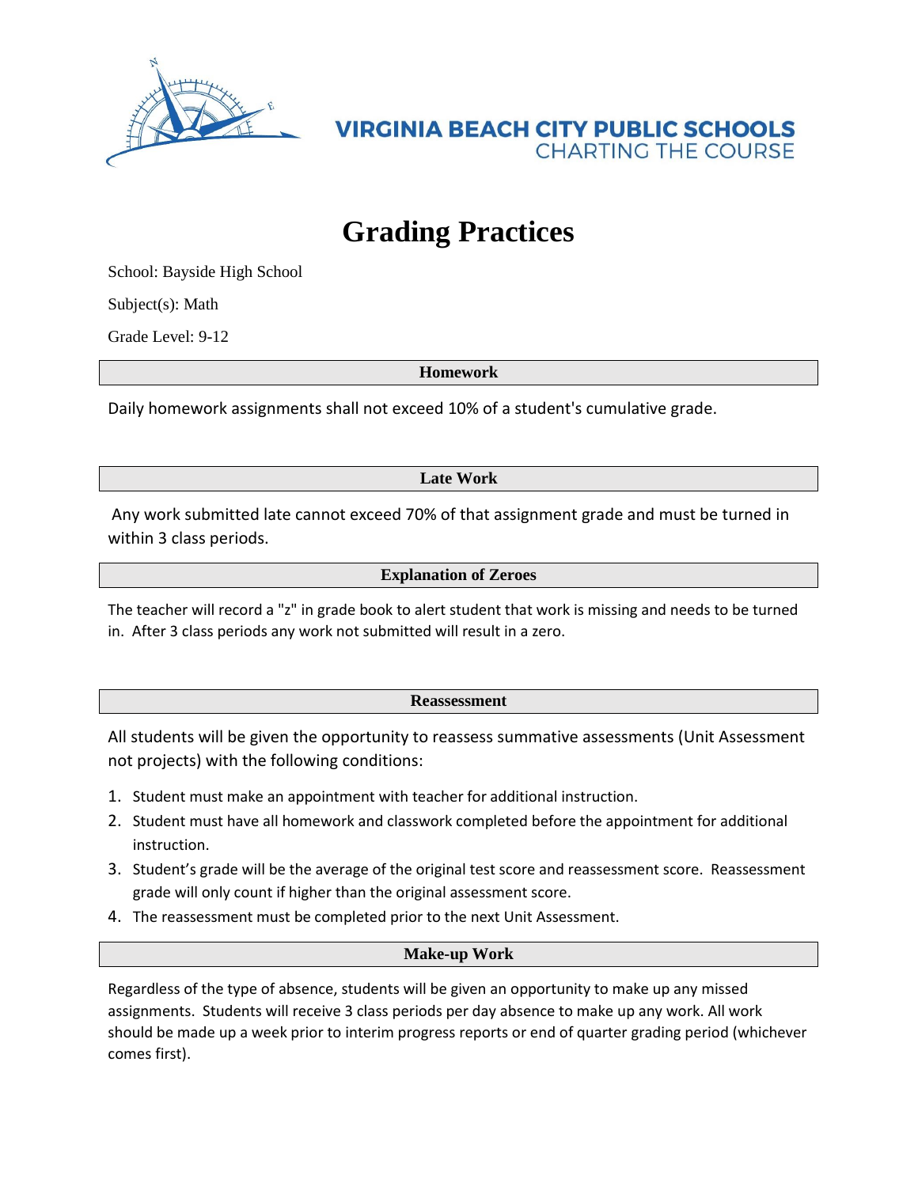**VIRGINIA BEACH CITY PUBLIC SCHOOLS**
CHARTING THE COURSE

# Grading Practices

School: Bayside High School

Subject(s): Math

Grade Level: 9-12

## Homework

Daily homework assignments shall not exceed 10% of a student's cumulative grade.

## Late Work

Any work submitted late cannot exceed 70% of that assignment grade and must be turned in within 3 class periods.

## Explanation of Zeroes

The teacher will record a "z" in grade book to alert student that work is missing and needs to be turned in. After 3 class periods any work not submitted will result in a zero.

## Reassessment

All students will be given the opportunity to reassess summative assessments (Unit Assessment not projects) with the following conditions:

1. Student must make an appointment with teacher for additional instruction.
2. Student must have all homework and classwork completed before the appointment for additional instruction.
3. Student's grade will be the average of the original test score and reassessment score. Reassessment grade will only count if higher than the original assessment score.
4. The reassessment must be completed prior to the next Unit Assessment.

## Make-up Work

Regardless of the type of absence, students will be given an opportunity to make up any missed assignments. Students will receive 3 class periods per day absence to make up any work. All work should be made up a week prior to interim progress reports or end of quarter grading period (whichever comes first).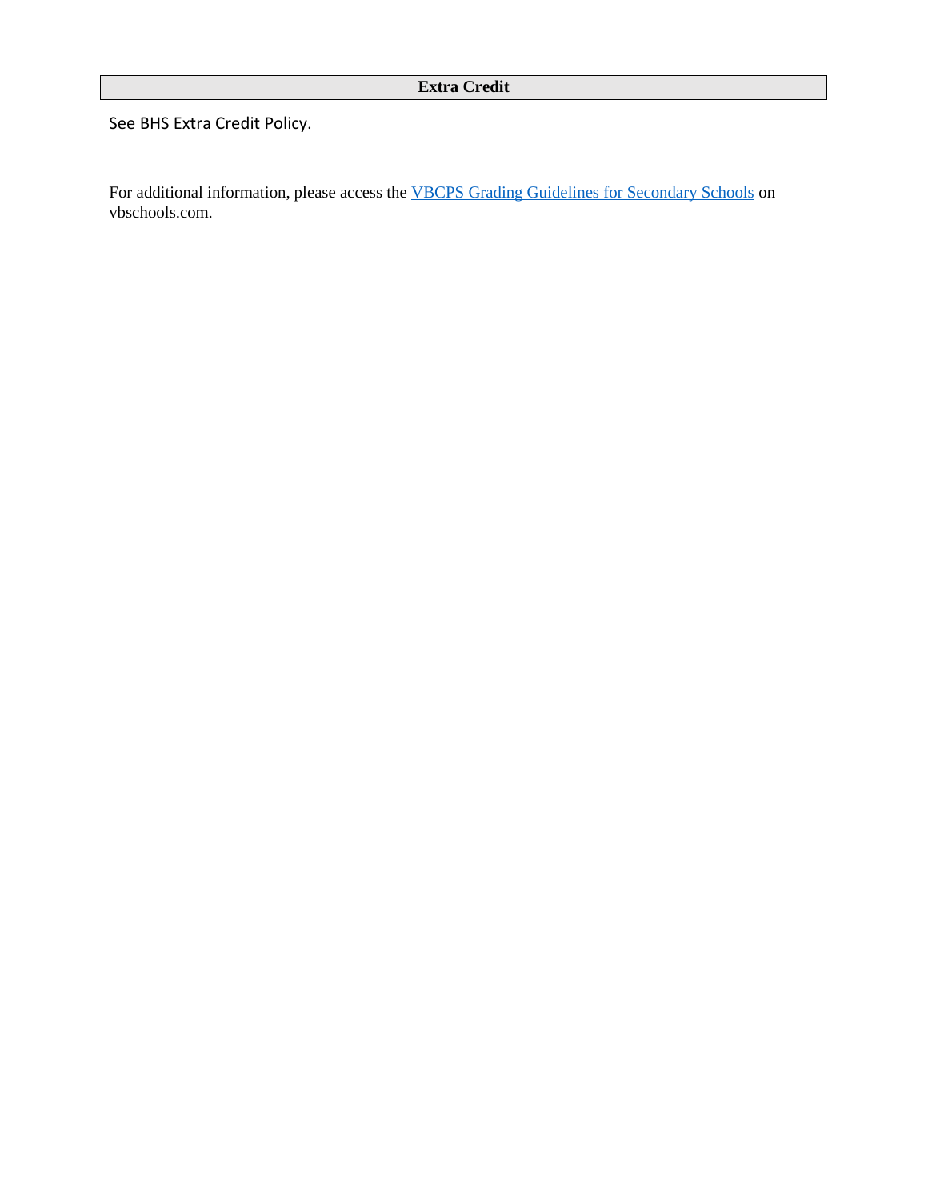## Extra Credit

See BHS Extra Credit Policy.

For additional information, please access the [VBCPS Grading Guidelines for Secondary Schools] on vbschools.com.